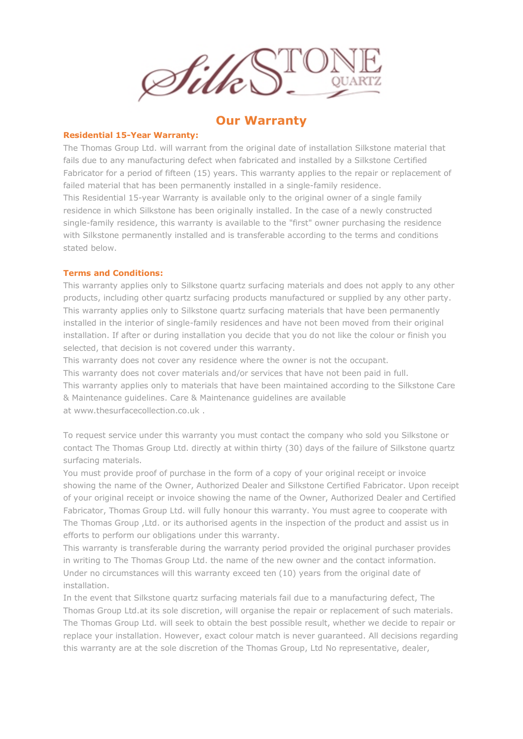SilkSTONE QUARTZ

# Our Warranty

### Residential 15-Year Warranty:

The Thomas Group Ltd. will warrant from the original date of installation Silkstone material that fails due to any manufacturing defect when fabricated and installed by a Silkstone Certified Fabricator for a period of fifteen (15) years. This warranty applies to the repair or replacement of failed material that has been permanently installed in a single-family residence.
This Residential 15-year Warranty is available only to the original owner of a single family residence in which Silkstone has been originally installed. In the case of a newly constructed single-family residence, this warranty is available to the "first" owner purchasing the residence with Silkstone permanently installed and is transferable according to the terms and conditions stated below.

### Terms and Conditions:

This warranty applies only to Silkstone quartz surfacing materials and does not apply to any other products, including other quartz surfacing products manufactured or supplied by any other party.
This warranty applies only to Silkstone quartz surfacing materials that have been permanently installed in the interior of single-family residences and have not been moved from their original installation. If after or during installation you decide that you do not like the colour or finish you selected, that decision is not covered under this warranty.
This warranty does not cover any residence where the owner is not the occupant.
This warranty does not cover materials and/or services that have not been paid in full.
This warranty applies only to materials that have been maintained according to the Silkstone Care & Maintenance guidelines. Care & Maintenance guidelines are available at www.thesurfacecollection.co.uk .

To request service under this warranty you must contact the company who sold you Silkstone or contact The Thomas Group Ltd. directly at within thirty (30) days of the failure of Silkstone quartz surfacing materials.
You must provide proof of purchase in the form of a copy of your original receipt or invoice showing the name of the Owner, Authorized Dealer and Silkstone Certified Fabricator. Upon receipt of your original receipt or invoice showing the name of the Owner, Authorized Dealer and Certified Fabricator, Thomas Group Ltd. will fully honour this warranty. You must agree to cooperate with The Thomas Group ,Ltd. or its authorised agents in the inspection of the product and assist us in efforts to perform our obligations under this warranty.
This warranty is transferable during the warranty period provided the original purchaser provides in writing to The Thomas Group Ltd. the name of the new owner and the contact information.
Under no circumstances will this warranty exceed ten (10) years from the original date of installation.
In the event that Silkstone quartz surfacing materials fail due to a manufacturing defect, The Thomas Group Ltd.at its sole discretion, will organise the repair or replacement of such materials.
The Thomas Group Ltd. will seek to obtain the best possible result, whether we decide to repair or replace your installation. However, exact colour match is never guaranteed. All decisions regarding this warranty are at the sole discretion of the Thomas Group, Ltd No representative, dealer,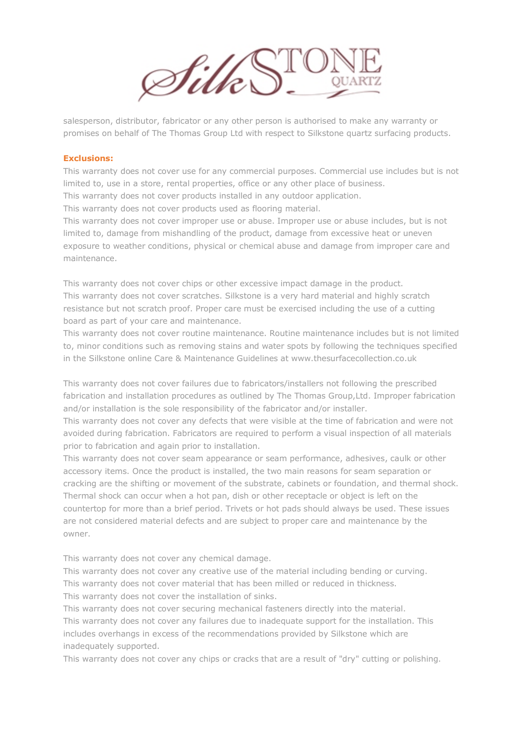salesperson, distributor, fabricator or any other person is authorised to make any warranty or promises on behalf of The Thomas Group Ltd with respect to Silkstone quartz surfacing products.

**Exclusions:**

This warranty does not cover use for any commercial purposes. Commercial use includes but is not limited to, use in a store, rental properties, office or any other place of business.
This warranty does not cover products installed in any outdoor application.
This warranty does not cover products used as flooring material.
This warranty does not cover improper use or abuse. Improper use or abuse includes, but is not limited to, damage from mishandling of the product, damage from excessive heat or uneven exposure to weather conditions, physical or chemical abuse and damage from improper care and maintenance.

This warranty does not cover chips or other excessive impact damage in the product.
This warranty does not cover scratches. Silkstone is a very hard material and highly scratch resistance but not scratch proof. Proper care must be exercised including the use of a cutting board as part of your care and maintenance.
This warranty does not cover routine maintenance. Routine maintenance includes but is not limited to, minor conditions such as removing stains and water spots by following the techniques specified in the Silkstone online Care & Maintenance Guidelines at www.thesurfacecollection.co.uk

This warranty does not cover failures due to fabricators/installers not following the prescribed fabrication and installation procedures as outlined by The Thomas Group,Ltd. Improper fabrication and/or installation is the sole responsibility of the fabricator and/or installer.
This warranty does not cover any defects that were visible at the time of fabrication and were not avoided during fabrication. Fabricators are required to perform a visual inspection of all materials prior to fabrication and again prior to installation.
This warranty does not cover seam appearance or seam performance, adhesives, caulk or other accessory items. Once the product is installed, the two main reasons for seam separation or cracking are the shifting or movement of the substrate, cabinets or foundation, and thermal shock. Thermal shock can occur when a hot pan, dish or other receptacle or object is left on the countertop for more than a brief period. Trivets or hot pads should always be used. These issues are not considered material defects and are subject to proper care and maintenance by the owner.

This warranty does not cover any chemical damage.
This warranty does not cover any creative use of the material including bending or curving.
This warranty does not cover material that has been milled or reduced in thickness.
This warranty does not cover the installation of sinks.
This warranty does not cover securing mechanical fasteners directly into the material.
This warranty does not cover any failures due to inadequate support for the installation. This includes overhangs in excess of the recommendations provided by Silkstone which are inadequately supported.
This warranty does not cover any chips or cracks that are a result of "dry" cutting or polishing.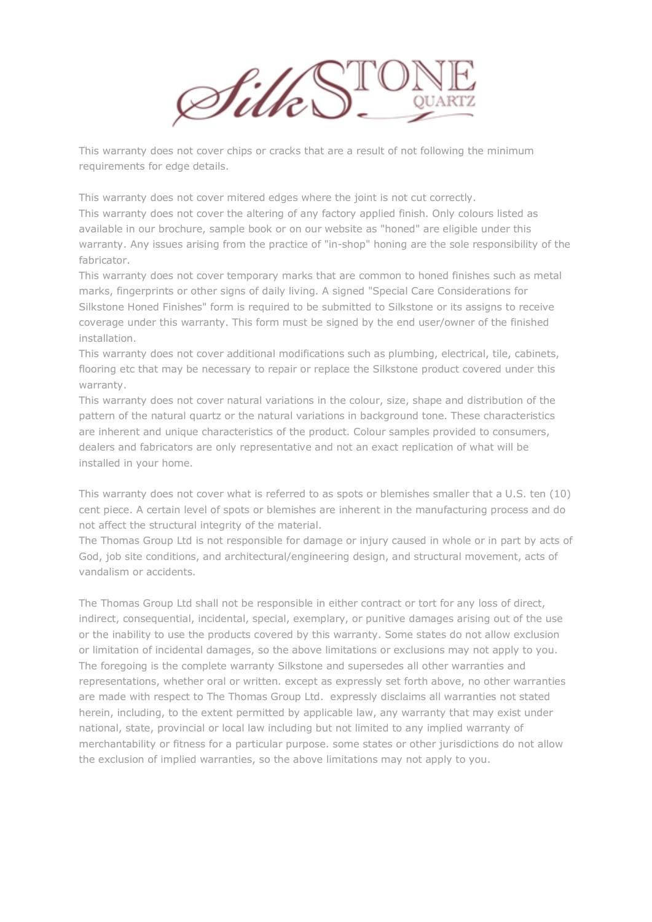This warranty does not cover chips or cracks that are a result of not following the minimum requirements for edge details.

This warranty does not cover mitered edges where the joint is not cut correctly.

This warranty does not cover the altering of any factory applied finish. Only colours listed as available in our brochure, sample book or on our website as "honed" are eligible under this warranty. Any issues arising from the practice of "in-shop" honing are the sole responsibility of the fabricator.

This warranty does not cover temporary marks that are common to honed finishes such as metal marks, fingerprints or other signs of daily living. A signed "Special Care Considerations for Silkstone Honed Finishes" form is required to be submitted to Silkstone or its assigns to receive coverage under this warranty. This form must be signed by the end user/owner of the finished installation.

This warranty does not cover additional modifications such as plumbing, electrical, tile, cabinets, flooring etc that may be necessary to repair or replace the Silkstone product covered under this warranty.

This warranty does not cover natural variations in the colour, size, shape and distribution of the pattern of the natural quartz or the natural variations in background tone. These characteristics are inherent and unique characteristics of the product. Colour samples provided to consumers, dealers and fabricators are only representative and not an exact replication of what will be installed in your home.

This warranty does not cover what is referred to as spots or blemishes smaller that a U.S. ten (10) cent piece. A certain level of spots or blemishes are inherent in the manufacturing process and do not affect the structural integrity of the material.

The Thomas Group Ltd is not responsible for damage or injury caused in whole or in part by acts of God, job site conditions, and architectural/engineering design, and structural movement, acts of vandalism or accidents.

The Thomas Group Ltd shall not be responsible in either contract or tort for any loss of direct, indirect, consequential, incidental, special, exemplary, or punitive damages arising out of the use or the inability to use the products covered by this warranty. Some states do not allow exclusion or limitation of incidental damages, so the above limitations or exclusions may not apply to you.

The foregoing is the complete warranty Silkstone and supersedes all other warranties and representations, whether oral or written. except as expressly set forth above, no other warranties are made with respect to The Thomas Group Ltd. expressly disclaims all warranties not stated herein, including, to the extent permitted by applicable law, any warranty that may exist under national, state, provincial or local law including but not limited to any implied warranty of merchantability or fitness for a particular purpose. some states or other jurisdictions do not allow the exclusion of implied warranties, so the above limitations may not apply to you.